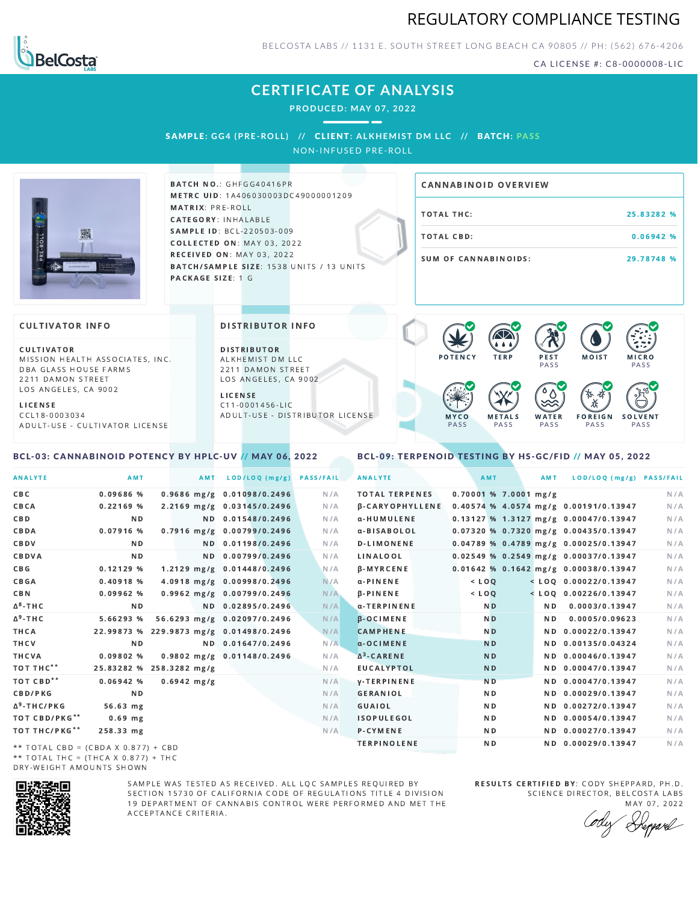# REGULATORY COMPLIANCE TESTING

BELCOSTA LABS // 1131 E. SOUTH STREET LONG BEACH CA 90805 // PH: (562) 676-4206

CA LICENSE #: C8-0000008-LIC

## CERTIFICATE OF ANALYSIS

**PRODUCED: MAY 07, 2022**

**SAMPLE:** GG4 (PRE-ROLL) // **CLIENT:** ALKHEMIST DM LLC // **BATCH:** PASS

NON-INFUSED PRE-ROLL

**BATCH NO.**: GHFGG40416PR
**METRC UID**: 1A406030003DC49000001209
**MATRIX**: PRE-ROLL
**CATEGORY**: INHALABLE
**SAMPLE ID**: BCL-220503-009
**COLLECTED ON**: MAY 03, 2022
**RECEIVED ON**: MAY 03, 2022
**BATCH/SAMPLE SIZE**: 1538 UNITS / 13 UNITS
**PACKAGE SIZE**: 1 G

### CANNABINOID OVERVIEW

| | |
|---|---|
| TOTAL THC: | 25.83282 % |
| TOTAL CBD: | 0.06942 % |
| SUM OF CANNABINOIDS: | 29.78748 % |

### CULTIVATOR INFO

**CULTIVATOR**
MISSION HEALTH ASSOCIATES, INC.
DBA GLASS HOUSE FARMS
2211 DAMON STREET
LOS ANGELES, CA 9002

**LICENSE**
CCL18-0003034
ADULT-USE - CULTIVATOR LICENSE

### DISTRIBUTOR INFO

**DISTRIBUTOR**
ALKHEMIST DM LLC
2211 DAMON STREET
LOS ANGELES, CA 9002

**LICENSE**
C11-0001456-LIC
ADULT-USE - DISTRIBUTOR LICENSE

POTENCY | TERP | PEST: PASS | MOIST | MICRO: PASS | MYCO: PASS | METALS: PASS | WATER: PASS | FOREIGN: PASS | SOLVENT: PASS

### BCL-03: CANNABINOID POTENCY BY HPLC-UV // MAY 06, 2022

| ANALYTE | AMT | AMT | LOD/LOQ (mg/g) | PASS/FAIL |
|---|---|---|---|---|
| CBC | 0.09686 % | 0.9686 mg/g | 0.01098/0.2496 | N/A |
| CBCA | 0.22169 % | 2.2169 mg/g | 0.03145/0.2496 | N/A |
| CBD | ND | ND | 0.01548/0.2496 | N/A |
| CBDA | 0.07916 % | 0.7916 mg/g | 0.00799/0.2496 | N/A |
| CBDV | ND | ND | 0.01198/0.2496 | N/A |
| CBDVA | ND | ND | 0.00799/0.2496 | N/A |
| CBG | 0.12129 % | 1.2129 mg/g | 0.01448/0.2496 | N/A |
| CBGA | 0.40918 % | 4.0918 mg/g | 0.00998/0.2496 | N/A |
| CBN | 0.09962 % | 0.9962 mg/g | 0.00799/0.2496 | N/A |
| $\Delta^8$-THC | ND | ND | 0.02895/0.2496 | N/A |
| $\Delta^9$-THC | 5.66293 % | 56.6293 mg/g | 0.02097/0.2496 | N/A |
| THCA | 22.99873 % | 229.9873 mg/g | 0.01498/0.2496 | N/A |
| THCV | ND | ND | 0.01647/0.2496 | N/A |
| THCVA | 0.09802 % | 0.9802 mg/g | 0.01148/0.2496 | N/A |
| TOT THC** | 25.83282 % | 258.3282 mg/g | | N/A |
| TOT CBD** | 0.06942 % | 0.6942 mg/g | | N/A |
| CBD/PKG | ND | | | N/A |
| $\Delta^9$-THC/PKG | 56.63 mg | | | N/A |
| TOT CBD/PKG** | 0.69 mg | | | N/A |
| TOT THC/PKG** | 258.33 mg | | | N/A |

** TOTAL CBD = (CBDA X 0.877) + CBD
** TOTAL THC = (THCA X 0.877) + THC
DRY-WEIGHT AMOUNTS SHOWN

### BCL-09: TERPENOID TESTING BY HS-GC/FID // MAY 05, 2022

| ANALYTE | AMT | AMT | LOD/LOQ (mg/g) | PASS/FAIL |
|---|---|---|---|---|
| TOTAL TERPENES | 0.70001 % | 7.0001 mg/g | | N/A |
| β-CARYOPHYLLENE | 0.40574 % | 4.0574 mg/g | 0.00191/0.13947 | N/A |
| α-HUMULENE | 0.13127 % | 1.3127 mg/g | 0.00047/0.13947 | N/A |
| α-BISABOLOL | 0.07320 % | 0.7320 mg/g | 0.00435/0.13947 | N/A |
| D-LIMONENE | 0.04789 % | 0.4789 mg/g | 0.00025/0.13947 | N/A |
| LINALOOL | 0.02549 % | 0.2549 mg/g | 0.00037/0.13947 | N/A |
| β-MYRCENE | 0.01642 % | 0.1642 mg/g | 0.00038/0.13947 | N/A |
| α-PINENE | < LOQ | < LOQ | 0.00022/0.13947 | N/A |
| β-PINENE | < LOQ | < LOQ | 0.00226/0.13947 | N/A |
| α-TERPINENE | ND | ND | 0.0003/0.13947 | N/A |
| β-OCIMENE | ND | ND | 0.0005/0.09623 | N/A |
| CAMPHENE | ND | ND | 0.00022/0.13947 | N/A |
| α-OCIMENE | ND | ND | 0.00135/0.04324 | N/A |
| $\Delta^3$-CARENE | ND | ND | 0.00046/0.13947 | N/A |
| EUCALYPTOL | ND | ND | 0.00047/0.13947 | N/A |
| γ-TERPINENE | ND | ND | 0.00047/0.13947 | N/A |
| GERANIOL | ND | ND | 0.00029/0.13947 | N/A |
| GUAIOL | ND | ND | 0.00272/0.13947 | N/A |
| ISOPULEGOL | ND | ND | 0.00054/0.13947 | N/A |
| P-CYMENE | ND | ND | 0.00027/0.13947 | N/A |
| TERPINOLENE | ND | ND | 0.00029/0.13947 | N/A |

SAMPLE WAS TESTED AS RECEIVED. ALL LQC SAMPLES REQUIRED BY SECTION 15730 OF CALIFORNIA CODE OF REGULATIONS TITLE 4 DIVISION 19 DEPARTMENT OF CANNABIS CONTROL WERE PERFORMED AND MET THE ACCEPTANCE CRITERIA.

**RESULTS CERTIFIED BY**: CODY SHEPPARD, PH.D.
SCIENCE DIRECTOR, BELCOSTA LABS
MAY 07, 2022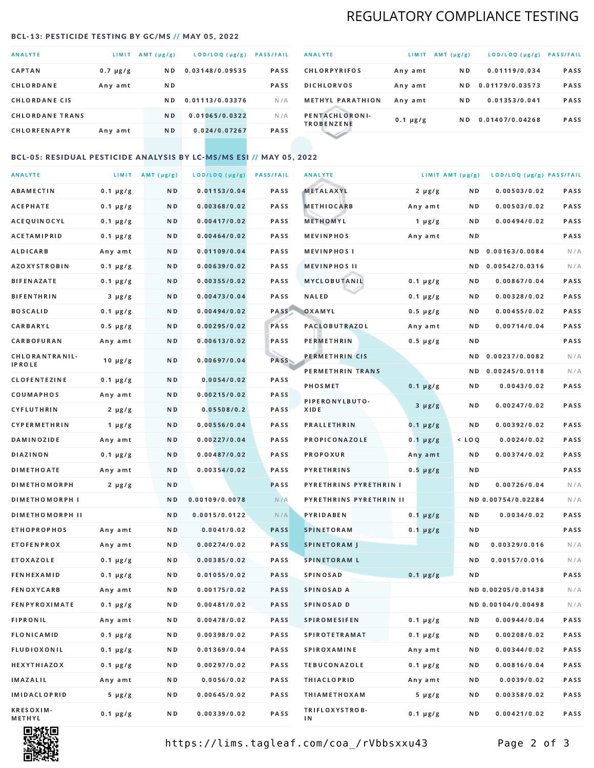# REGULATORY COMPLIANCE TESTING

## BCL-13: PESTICIDE TESTING BY GC/MS // MAY 05, 2022

| ANALYTE | LIMIT | AMT (µg/g) | LOD/LOQ (µg/g) | PASS/FAIL |
|---|---|---|---|---|
| CAPTAN | 0.7 µg/g | ND | 0.03148/0.09535 | PASS |
| CHLORDANE | Any amt | ND | | PASS |
| CHLORDANE CIS | | ND | 0.01113/0.03376 | N/A |
| CHLORDANE TRANS | | ND | 0.01065/0.0322 | N/A |
| CHLORFENAPYR | Any amt | ND | 0.024/0.07267 | PASS |
| CHLORPYRIFOS | Any amt | ND | 0.01119/0.034 | PASS |
| DICHLORVOS | Any amt | ND | 0.01179/0.03573 | PASS |
| METHYL PARATHION | Any amt | ND | 0.01353/0.041 | PASS |
| PENTACHLORONITROBENZENE | 0.1 µg/g | ND | 0.01407/0.04268 | PASS |

## BCL-05: RESIDUAL PESTICIDE ANALYSIS BY LC-MS/MS ESI // MAY 05, 2022

| ANALYTE | LIMIT | AMT (µg/g) | LOD/LOQ (µg/g) | PASS/FAIL |
|---|---|---|---|---|
| ABAMECTIN | 0.1 µg/g | ND | 0.01153/0.04 | PASS |
| ACEPHATE | 0.1 µg/g | ND | 0.00368/0.02 | PASS |
| ACEQUINOCYL | 0.1 µg/g | ND | 0.00417/0.02 | PASS |
| ACETAMIPRID | 0.1 µg/g | ND | 0.00464/0.02 | PASS |
| ALDICARB | Any amt | ND | 0.01109/0.04 | PASS |
| AZOXYSTROBIN | 0.1 µg/g | ND | 0.00639/0.02 | PASS |
| BIFENAZATE | 0.1 µg/g | ND | 0.00355/0.02 | PASS |
| BIFENTHRIN | 3 µg/g | ND | 0.00473/0.04 | PASS |
| BOSCALID | 0.1 µg/g | ND | 0.00494/0.02 | PASS |
| CARBARYL | 0.5 µg/g | ND | 0.00295/0.02 | PASS |
| CARBOFURAN | Any amt | ND | 0.00613/0.02 | PASS |
| CHLORANTRANILIPROLE | 10 µg/g | ND | 0.00697/0.04 | PASS |
| CLOFENTEZINE | 0.1 µg/g | ND | 0.0054/0.02 | PASS |
| COUMAPHOS | Any amt | ND | 0.00215/0.02 | PASS |
| CYFLUTHRIN | 2 µg/g | ND | 0.05508/0.2 | PASS |
| CYPERMETHRIN | 1 µg/g | ND | 0.00556/0.04 | PASS |
| DAMINOZIDE | Any amt | ND | 0.00227/0.04 | PASS |
| DIAZINON | 0.1 µg/g | ND | 0.00487/0.02 | PASS |
| DIMETHOATE | Any amt | ND | 0.00354/0.02 | PASS |
| DIMETHOMORPH | 2 µg/g | ND | | PASS |
| DIMETHOMORPH I | | ND | 0.00109/0.0078 | N/A |
| DIMETHOMORPH II | | ND | 0.0015/0.0122 | N/A |
| ETHOPROPHOS | Any amt | ND | 0.0041/0.02 | PASS |
| ETOFENPROX | Any amt | ND | 0.00274/0.02 | PASS |
| ETOXAZOLE | 0.1 µg/g | ND | 0.00385/0.02 | PASS |
| FENHEXAMID | 0.1 µg/g | ND | 0.01055/0.02 | PASS |
| FENOXYCARB | Any amt | ND | 0.00175/0.02 | PASS |
| FENPYROXIMATE | 0.1 µg/g | ND | 0.00481/0.02 | PASS |
| FIPRONIL | Any amt | ND | 0.00478/0.02 | PASS |
| FLONICAMID | 0.1 µg/g | ND | 0.00398/0.02 | PASS |
| FLUDIOXONIL | 0.1 µg/g | ND | 0.01369/0.04 | PASS |
| HEXYTHIAZOX | 0.1 µg/g | ND | 0.00297/0.02 | PASS |
| IMAZALIL | Any amt | ND | 0.0056/0.02 | PASS |
| IMIDACLOPRID | 5 µg/g | ND | 0.00645/0.02 | PASS |
| KRESOXIM-METHYL | 0.1 µg/g | ND | 0.00339/0.02 | PASS |
| METALAXYL | 2 µg/g | ND | 0.00503/0.02 | PASS |
| METHIOCARB | Any amt | ND | 0.00503/0.02 | PASS |
| METHOMYL | 1 µg/g | ND | 0.00494/0.02 | PASS |
| MEVINPHOS | Any amt | ND | | PASS |
| MEVINPHOS I | | ND | 0.00163/0.0084 | N/A |
| MEVINPHOS II | | ND | 0.00542/0.0316 | N/A |
| MYCLOBUTANIL | 0.1 µg/g | ND | 0.00867/0.04 | PASS |
| NALED | 0.1 µg/g | ND | 0.00328/0.02 | PASS |
| OXAMYL | 0.5 µg/g | ND | 0.00455/0.02 | PASS |
| PACLOBUTRAZOL | Any amt | ND | 0.00714/0.04 | PASS |
| PERMETHRIN | 0.5 µg/g | ND | | PASS |
| PERMETHRIN CIS | | ND | 0.00237/0.0082 | N/A |
| PERMETHRIN TRANS | | ND | 0.00245/0.0118 | N/A |
| PHOSMET | 0.1 µg/g | ND | 0.0043/0.02 | PASS |
| PIPERONYLBUTOXIDE | 3 µg/g | ND | 0.00247/0.02 | PASS |
| PRALLETHRIN | 0.1 µg/g | ND | 0.00392/0.02 | PASS |
| PROPICONAZOLE | 0.1 µg/g | < LOQ | 0.0024/0.02 | PASS |
| PROPOXUR | Any amt | ND | 0.00374/0.02 | PASS |
| PYRETHRINS | 0.5 µg/g | ND | | PASS |
| PYRETHRINS PYRETHRIN I | | ND | 0.00726/0.04 | N/A |
| PYRETHRINS PYRETHRIN II | | ND | 0.00754/0.02284 | N/A |
| PYRIDABEN | 0.1 µg/g | ND | 0.0034/0.02 | PASS |
| SPINETORAM | 0.1 µg/g | ND | | PASS |
| SPINETORAM J | | ND | 0.00329/0.016 | N/A |
| SPINETORAM L | | ND | 0.00157/0.016 | N/A |
| SPINOSAD | 0.1 µg/g | ND | | PASS |
| SPINOSAD A | | ND | 0.00205/0.01438 | N/A |
| SPINOSAD D | | ND | 0.00104/0.00498 | N/A |
| SPIROMESIFEN | 0.1 µg/g | ND | 0.00944/0.04 | PASS |
| SPIROTETRAMAT | 0.1 µg/g | ND | 0.00208/0.02 | PASS |
| SPIROXAMINE | Any amt | ND | 0.00344/0.02 | PASS |
| TEBUCONAZOLE | 0.1 µg/g | ND | 0.00816/0.04 | PASS |
| THIACLOPRID | Any amt | ND | 0.0039/0.02 | PASS |
| THIAMETHOXAM | 5 µg/g | ND | 0.00358/0.02 | PASS |
| TRIFLOXYSTROBIN | 0.1 µg/g | ND | 0.00421/0.02 | PASS |

https://lims.tagleaf.com/coa_/rVbbsxxu43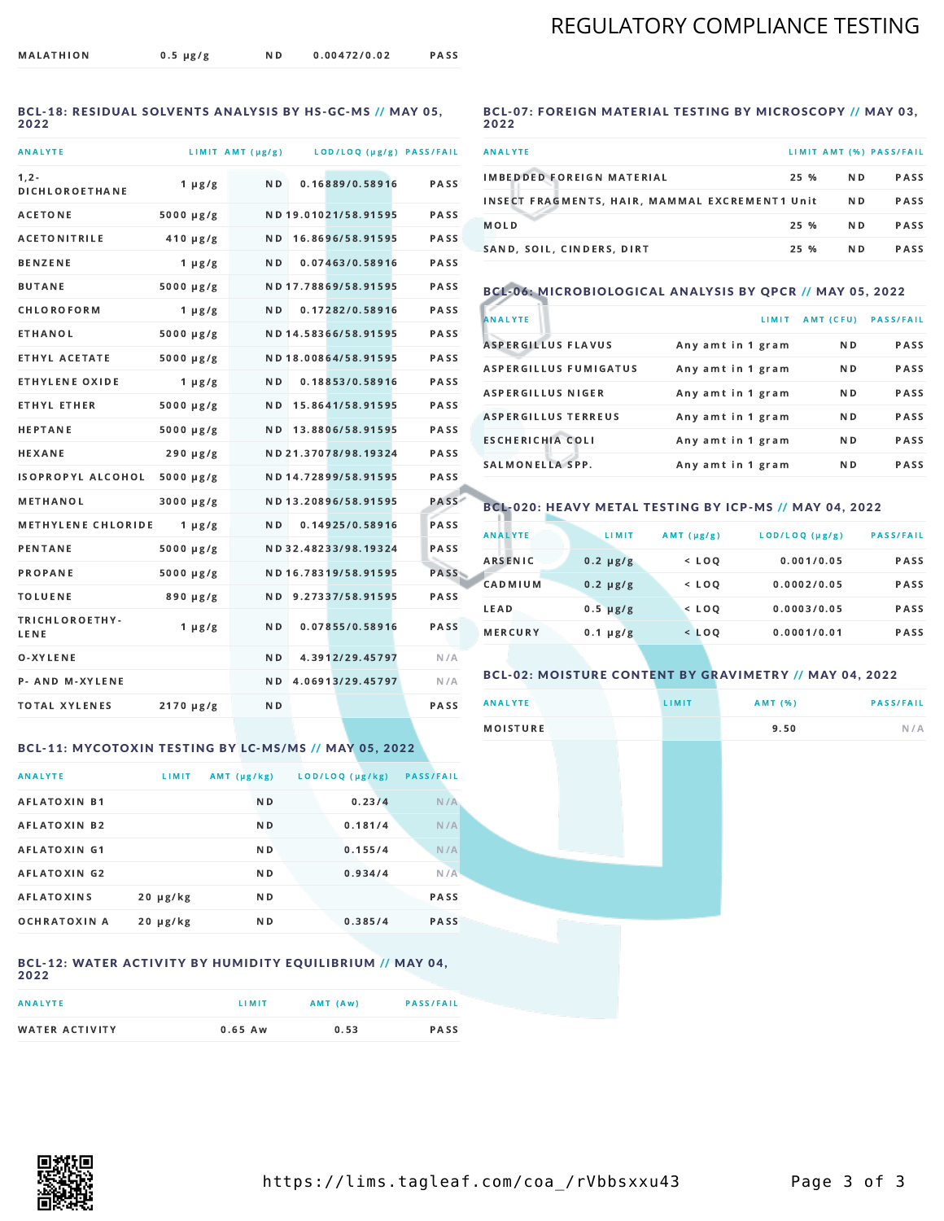# REGULATORY COMPLIANCE TESTING

| | | | | |
|---|---|---|---|---|
| MALATHION | 0.5 μg/g | ND | 0.00472/0.02 | PASS |

## BCL-18: RESIDUAL SOLVENTS ANALYSIS BY HS-GC-MS // MAY 05, 2022

| ANALYTE | LIMIT | AMT (μg/g) | LOD/LOQ (μg/g) | PASS/FAIL |
|---|---|---|---|---|
| 1,2-DICHLOROETHANE | 1 μg/g | ND | 0.16889/0.58916 | PASS |
| ACETONE | 5000 μg/g | ND | 19.01021/58.91595 | PASS |
| ACETONITRILE | 410 μg/g | ND | 16.8696/58.91595 | PASS |
| BENZENE | 1 μg/g | ND | 0.07463/0.58916 | PASS |
| BUTANE | 5000 μg/g | ND | 17.78869/58.91595 | PASS |
| CHLOROFORM | 1 μg/g | ND | 0.17282/0.58916 | PASS |
| ETHANOL | 5000 μg/g | ND | 14.58366/58.91595 | PASS |
| ETHYL ACETATE | 5000 μg/g | ND | 18.00864/58.91595 | PASS |
| ETHYLENE OXIDE | 1 μg/g | ND | 0.18853/0.58916 | PASS |
| ETHYL ETHER | 5000 μg/g | ND | 15.8641/58.91595 | PASS |
| HEPTANE | 5000 μg/g | ND | 13.8806/58.91595 | PASS |
| HEXANE | 290 μg/g | ND | 21.37078/98.19324 | PASS |
| ISOPROPYL ALCOHOL | 5000 μg/g | ND | 14.72899/58.91595 | PASS |
| METHANOL | 3000 μg/g | ND | 13.20896/58.91595 | PASS |
| METHYLENE CHLORIDE | 1 μg/g | ND | 0.14925/0.58916 | PASS |
| PENTANE | 5000 μg/g | ND | 32.48233/98.19324 | PASS |
| PROPANE | 5000 μg/g | ND | 16.78319/58.91595 | PASS |
| TOLUENE | 890 μg/g | ND | 9.27337/58.91595 | PASS |
| TRICHLOROETHYLENE | 1 μg/g | ND | 0.07855/0.58916 | PASS |
| O-XYLENE | | ND | 4.3912/29.45797 | N/A |
| P- AND M-XYLENE | | ND | 4.06913/29.45797 | N/A |
| TOTAL XYLENES | 2170 μg/g | ND | | PASS |

## BCL-11: MYCOTOXIN TESTING BY LC-MS/MS // MAY 05, 2022

| ANALYTE | LIMIT | AMT (μg/kg) | LOD/LOQ (μg/kg) | PASS/FAIL |
|---|---|---|---|---|
| AFLATOXIN B1 | | ND | 0.23/4 | N/A |
| AFLATOXIN B2 | | ND | 0.181/4 | N/A |
| AFLATOXIN G1 | | ND | 0.155/4 | N/A |
| AFLATOXIN G2 | | ND | 0.934/4 | N/A |
| AFLATOXINS | 20 μg/kg | ND | | PASS |
| OCHRATOXIN A | 20 μg/kg | ND | 0.385/4 | PASS |

## BCL-12: WATER ACTIVITY BY HUMIDITY EQUILIBRIUM // MAY 04, 2022

| ANALYTE | LIMIT | AMT (Aw) | PASS/FAIL |
|---|---|---|---|
| WATER ACTIVITY | 0.65 Aw | 0.53 | PASS |

## BCL-07: FOREIGN MATERIAL TESTING BY MICROSCOPY // MAY 03, 2022

| ANALYTE | LIMIT | AMT (%) | PASS/FAIL |
|---|---|---|---|
| IMBEDDED FOREIGN MATERIAL | 25 % | ND | PASS |
| INSECT FRAGMENTS, HAIR, MAMMAL EXCREMENT | 1 Unit | ND | PASS |
| MOLD | 25 % | ND | PASS |
| SAND, SOIL, CINDERS, DIRT | 25 % | ND | PASS |

## BCL-06: MICROBIOLOGICAL ANALYSIS BY QPCR // MAY 05, 2022

| ANALYTE | LIMIT | AMT (CFU) | PASS/FAIL |
|---|---|---|---|
| ASPERGILLUS FLAVUS | Any amt in 1 gram | ND | PASS |
| ASPERGILLUS FUMIGATUS | Any amt in 1 gram | ND | PASS |
| ASPERGILLUS NIGER | Any amt in 1 gram | ND | PASS |
| ASPERGILLUS TERREUS | Any amt in 1 gram | ND | PASS |
| ESCHERICHIA COLI | Any amt in 1 gram | ND | PASS |
| SALMONELLA SPP. | Any amt in 1 gram | ND | PASS |

## BCL-020: HEAVY METAL TESTING BY ICP-MS // MAY 04, 2022

| ANALYTE | LIMIT | AMT (μg/g) | LOD/LOQ (μg/g) | PASS/FAIL |
|---|---|---|---|---|
| ARSENIC | 0.2 μg/g | < LOQ | 0.001/0.05 | PASS |
| CADMIUM | 0.2 μg/g | < LOQ | 0.0002/0.05 | PASS |
| LEAD | 0.5 μg/g | < LOQ | 0.0003/0.05 | PASS |
| MERCURY | 0.1 μg/g | < LOQ | 0.0001/0.01 | PASS |

## BCL-02: MOISTURE CONTENT BY GRAVIMETRY // MAY 04, 2022

| ANALYTE | LIMIT | AMT (%) | PASS/FAIL |
|---|---|---|---|
| MOISTURE | | 9.50 | N/A |

https://lims.tagleaf.com/coa_/rVbbsxxu43